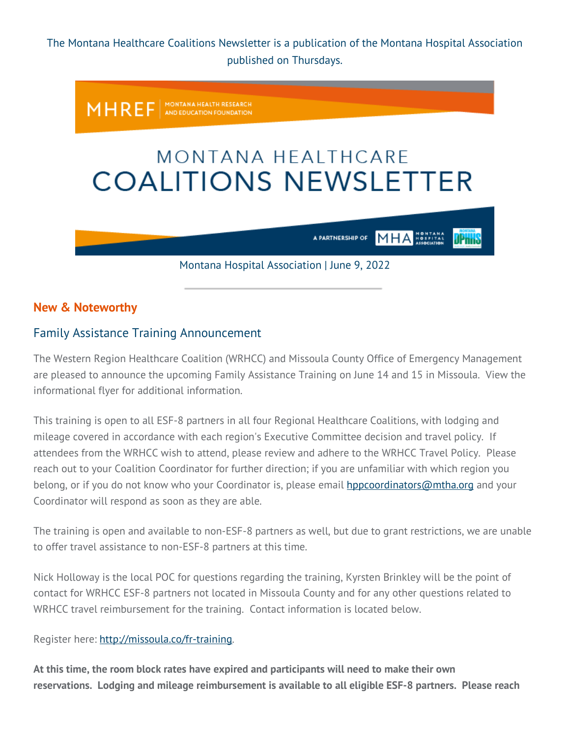The Montana Healthcare Coalitions Newsletter is a publication of the Montana Hospital Association published on Thursdays.

MHREF | MONTANA HEALTH RESEARCH AND EDUCATION FOUNDATION

# MONTANA HEALTHCARE COALITIONS NEWSLETTER

A PARTNERSHIP OF MHA MONTANA HOSPITAL ASSOCIATION | MONTANA DPHHS

Montana Hospital Association | June 9, 2022

## New & Noteworthy

### Family Assistance Training Announcement

The Western Region Healthcare Coalition (WRHCC) and Missoula County Office of Emergency Management are pleased to announce the upcoming Family Assistance Training on June 14 and 15 in Missoula. View the informational flyer for additional information.

This training is open to all ESF-8 partners in all four Regional Healthcare Coalitions, with lodging and mileage covered in accordance with each region's Executive Committee decision and travel policy. If attendees from the WRHCC wish to attend, please review and adhere to the WRHCC Travel Policy. Please reach out to your Coalition Coordinator for further direction; if you are unfamiliar with which region you belong, or if you do not know who your Coordinator is, please email hppcoordinators@mtha.org and your Coordinator will respond as soon as they are able.

The training is open and available to non-ESF-8 partners as well, but due to grant restrictions, we are unable to offer travel assistance to non-ESF-8 partners at this time.

Nick Holloway is the local POC for questions regarding the training, Kyrsten Brinkley will be the point of contact for WRHCC ESF-8 partners not located in Missoula County and for any other questions related to WRHCC travel reimbursement for the training. Contact information is located below.

Register here: http://missoula.co/fr-training.

**At this time, the room block rates have expired and participants will need to make their own reservations. Lodging and mileage reimbursement is available to all eligible ESF-8 partners. Please reach**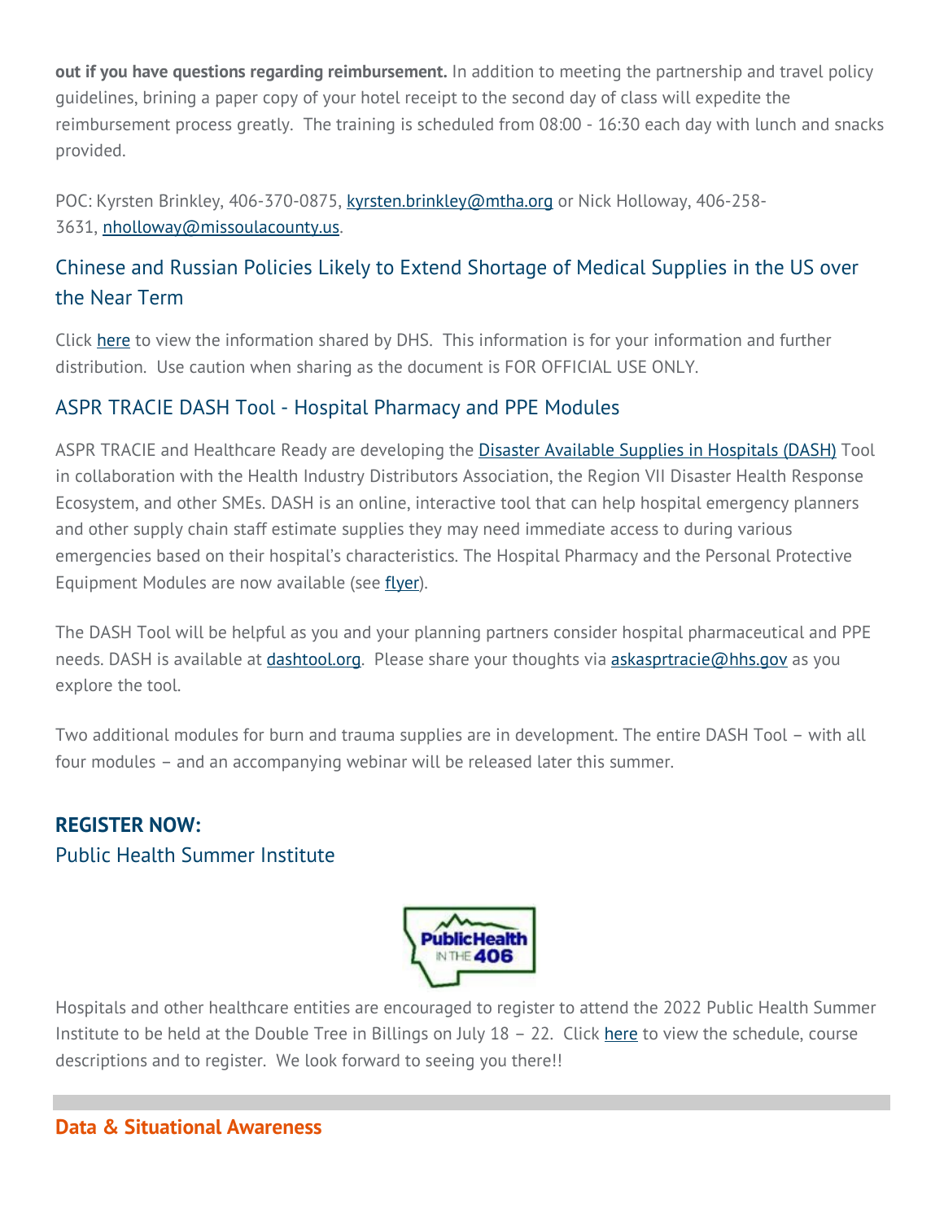**out if you have questions regarding reimbursement.** In addition to meeting the partnership and travel policy guidelines, brining a paper copy of your hotel receipt to the second day of class will expedite the reimbursement process greatly. The training is scheduled from 08:00 - 16:30 each day with lunch and snacks provided.

POC: Kyrsten Brinkley, 406-370-0875, kyrsten.brinkley@mtha.org or Nick Holloway, 406-258-3631, nholloway@missoulacounty.us.

## Chinese and Russian Policies Likely to Extend Shortage of Medical Supplies in the US over the Near Term

Click here to view the information shared by DHS. This information is for your information and further distribution. Use caution when sharing as the document is FOR OFFICIAL USE ONLY.

## ASPR TRACIE DASH Tool - Hospital Pharmacy and PPE Modules

ASPR TRACIE and Healthcare Ready are developing the Disaster Available Supplies in Hospitals (DASH) Tool in collaboration with the Health Industry Distributors Association, the Region VII Disaster Health Response Ecosystem, and other SMEs. DASH is an online, interactive tool that can help hospital emergency planners and other supply chain staff estimate supplies they may need immediate access to during various emergencies based on their hospital's characteristics. The Hospital Pharmacy and the Personal Protective Equipment Modules are now available (see flyer).

The DASH Tool will be helpful as you and your planning partners consider hospital pharmaceutical and PPE needs. DASH is available at dashtool.org. Please share your thoughts via askasprtracie@hhs.gov as you explore the tool.

Two additional modules for burn and trauma supplies are in development. The entire DASH Tool – with all four modules – and an accompanying webinar will be released later this summer.

**REGISTER NOW:**

## Public Health Summer Institute

Hospitals and other healthcare entities are encouraged to register to attend the 2022 Public Health Summer Institute to be held at the Double Tree in Billings on July 18 – 22. Click here to view the schedule, course descriptions and to register. We look forward to seeing you there!!

---

**Data & Situational Awareness**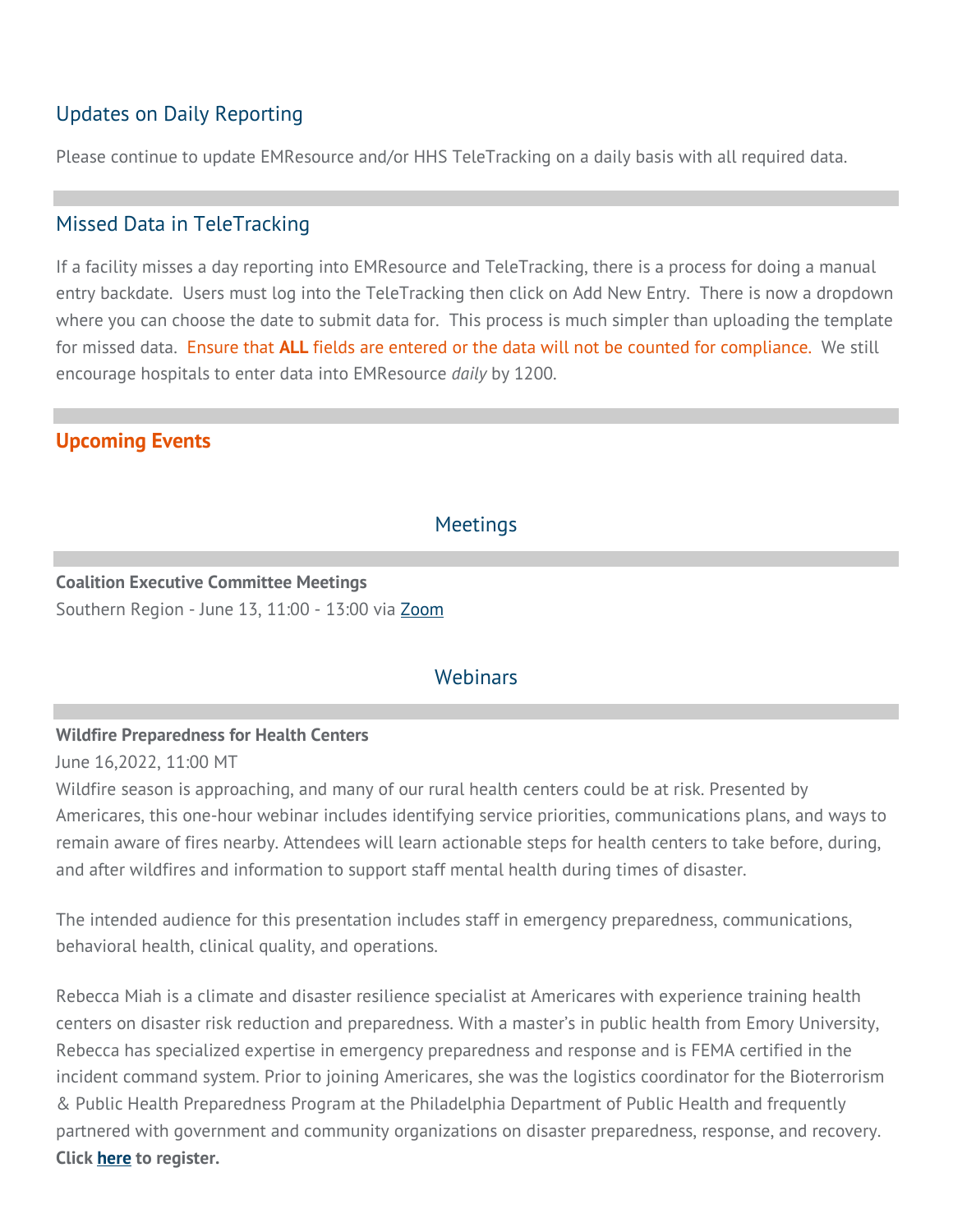## Updates on Daily Reporting

Please continue to update EMResource and/or HHS TeleTracking on a daily basis with all required data.

## Missed Data in TeleTracking

If a facility misses a day reporting into EMResource and TeleTracking, there is a process for doing a manual entry backdate. Users must log into the TeleTracking then click on Add New Entry. There is now a dropdown where you can choose the date to submit data for. This process is much simpler than uploading the template for missed data. Ensure that **ALL** fields are entered or the data will not be counted for compliance. We still encourage hospitals to enter data into EMResource *daily* by 1200.

## Upcoming Events

### Meetings

**Coalition Executive Committee Meetings**
Southern Region - June 13, 11:00 - 13:00 via Zoom

### Webinars

**Wildfire Preparedness for Health Centers**
June 16,2022, 11:00 MT
Wildfire season is approaching, and many of our rural health centers could be at risk. Presented by Americares, this one-hour webinar includes identifying service priorities, communications plans, and ways to remain aware of fires nearby. Attendees will learn actionable steps for health centers to take before, during, and after wildfires and information to support staff mental health during times of disaster.

The intended audience for this presentation includes staff in emergency preparedness, communications, behavioral health, clinical quality, and operations.

Rebecca Miah is a climate and disaster resilience specialist at Americares with experience training health centers on disaster risk reduction and preparedness. With a master's in public health from Emory University, Rebecca has specialized expertise in emergency preparedness and response and is FEMA certified in the incident command system. Prior to joining Americares, she was the logistics coordinator for the Bioterrorism & Public Health Preparedness Program at the Philadelphia Department of Public Health and frequently partnered with government and community organizations on disaster preparedness, response, and recovery.
**Click here to register.**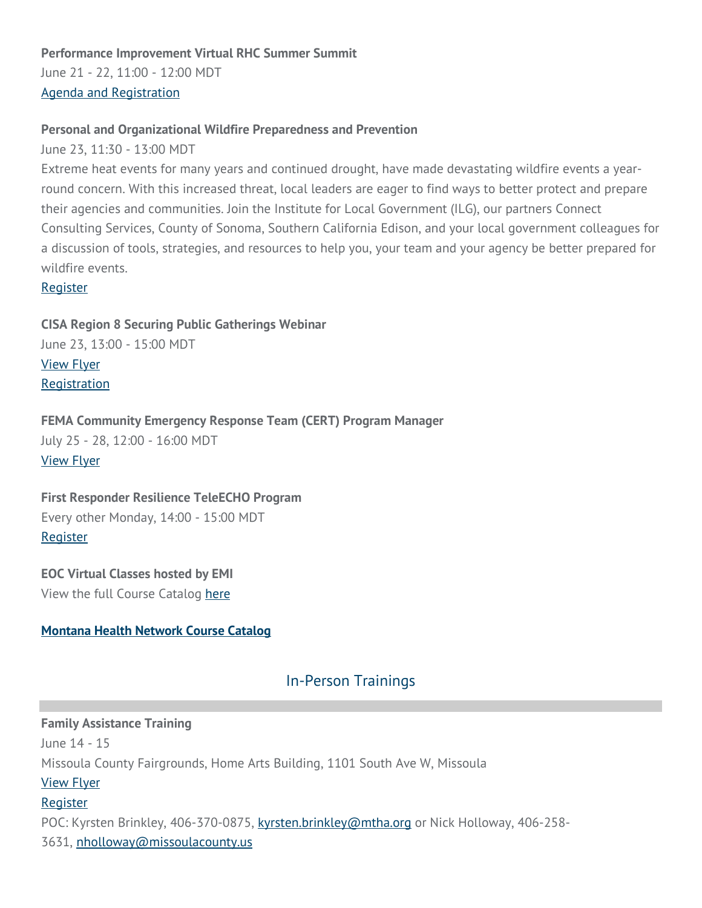**Performance Improvement Virtual RHC Summer Summit**
June 21 - 22, 11:00 - 12:00 MDT
Agenda and Registration

**Personal and Organizational Wildfire Preparedness and Prevention**
June 23, 11:30 - 13:00 MDT
Extreme heat events for many years and continued drought, have made devastating wildfire events a year-round concern. With this increased threat, local leaders are eager to find ways to better protect and prepare their agencies and communities. Join the Institute for Local Government (ILG), our partners Connect Consulting Services, County of Sonoma, Southern California Edison, and your local government colleagues for a discussion of tools, strategies, and resources to help you, your team and your agency be better prepared for wildfire events.
Register

**CISA Region 8 Securing Public Gatherings Webinar**
June 23, 13:00 - 15:00 MDT
View Flyer
Registration

**FEMA Community Emergency Response Team (CERT) Program Manager**
July 25 - 28, 12:00 - 16:00 MDT
View Flyer

**First Responder Resilience TeleECHO Program**
Every other Monday, 14:00 - 15:00 MDT
Register

**EOC Virtual Classes hosted by EMI**
View the full Course Catalog here

**Montana Health Network Course Catalog**

## In-Person Trainings

**Family Assistance Training**
June 14 - 15
Missoula County Fairgrounds, Home Arts Building, 1101 South Ave W, Missoula
View Flyer
Register
POC: Kyrsten Brinkley, 406-370-0875, kyrsten.brinkley@mtha.org or Nick Holloway, 406-258-3631, nholloway@missoulacounty.us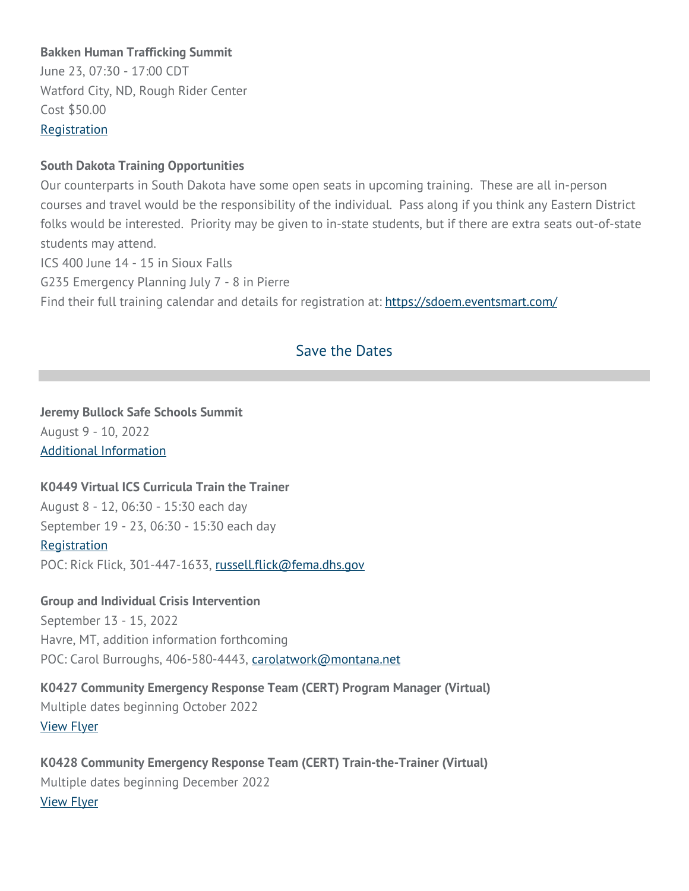**Bakken Human Trafficking Summit**
June 23, 07:30 - 17:00 CDT
Watford City, ND, Rough Rider Center
Cost $50.00
[Registration]

**South Dakota Training Opportunities**
Our counterparts in South Dakota have some open seats in upcoming training. These are all in-person courses and travel would be the responsibility of the individual. Pass along if you think any Eastern District folks would be interested. Priority may be given to in-state students, but if there are extra seats out-of-state students may attend.
ICS 400 June 14 - 15 in Sioux Falls
G235 Emergency Planning July 7 - 8 in Pierre
Find their full training calendar and details for registration at: https://sdoem.eventsmart.com/

## Save the Dates

**Jeremy Bullock Safe Schools Summit**
August 9 - 10, 2022
[Additional Information]

**K0449 Virtual ICS Curricula Train the Trainer**
August 8 - 12, 06:30 - 15:30 each day
September 19 - 23, 06:30 - 15:30 each day
[Registration]
POC: Rick Flick, 301-447-1633, russell.flick@fema.dhs.gov

**Group and Individual Crisis Intervention**
September 13 - 15, 2022
Havre, MT, addition information forthcoming
POC: Carol Burroughs, 406-580-4443, carolatwork@montana.net

**K0427 Community Emergency Response Team (CERT) Program Manager (Virtual)**
Multiple dates beginning October 2022
[View Flyer]

**K0428 Community Emergency Response Team (CERT) Train-the-Trainer (Virtual)**
Multiple dates beginning December 2022
[View Flyer]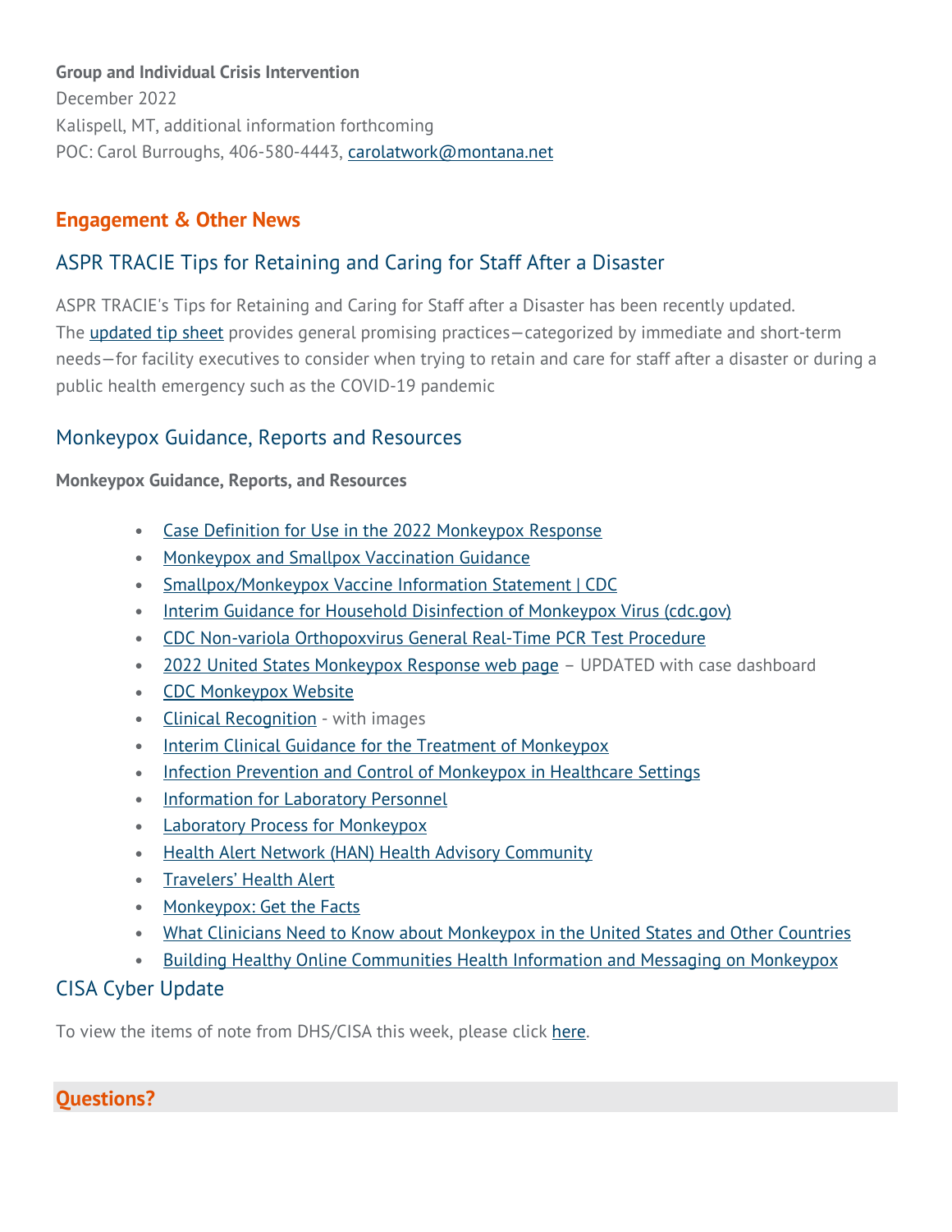**Group and Individual Crisis Intervention**
December 2022
Kalispell, MT, additional information forthcoming
POC: Carol Burroughs, 406-580-4443, carolatwork@montana.net

## Engagement & Other News

### ASPR TRACIE Tips for Retaining and Caring for Staff After a Disaster

ASPR TRACIE's Tips for Retaining and Caring for Staff after a Disaster has been recently updated. The updated tip sheet provides general promising practices—categorized by immediate and short-term needs—for facility executives to consider when trying to retain and care for staff after a disaster or during a public health emergency such as the COVID-19 pandemic

### Monkeypox Guidance, Reports and Resources

**Monkeypox Guidance, Reports, and Resources**

- Case Definition for Use in the 2022 Monkeypox Response
- Monkeypox and Smallpox Vaccination Guidance
- Smallpox/Monkeypox Vaccine Information Statement | CDC
- Interim Guidance for Household Disinfection of Monkeypox Virus (cdc.gov)
- CDC Non-variola Orthopoxvirus General Real-Time PCR Test Procedure
- 2022 United States Monkeypox Response web page – UPDATED with case dashboard
- CDC Monkeypox Website
- Clinical Recognition - with images
- Interim Clinical Guidance for the Treatment of Monkeypox
- Infection Prevention and Control of Monkeypox in Healthcare Settings
- Information for Laboratory Personnel
- Laboratory Process for Monkeypox
- Health Alert Network (HAN) Health Advisory Community
- Travelers' Health Alert
- Monkeypox: Get the Facts
- What Clinicians Need to Know about Monkeypox in the United States and Other Countries
- Building Healthy Online Communities Health Information and Messaging on Monkeypox

### CISA Cyber Update

To view the items of note from DHS/CISA this week, please click here.

## Questions?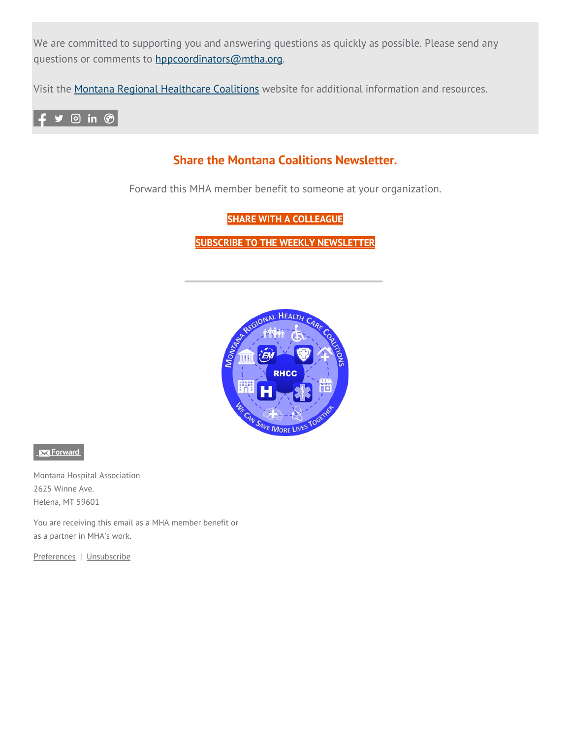We are committed to supporting you and answering questions as quickly as possible. Please send any questions or comments to hppcoordinators@mtha.org.

Visit the Montana Regional Healthcare Coalitions website for additional information and resources.

## Share the Montana Coalitions Newsletter.

Forward this MHA member benefit to someone at your organization.

SHARE WITH A COLLEAGUE

SUBSCRIBE TO THE WEEKLY NEWSLETTER

Forward

Montana Hospital Association
2625 Winne Ave.
Helena, MT 59601

You are receiving this email as a MHA member benefit or as a partner in MHA's work.

Preferences | Unsubscribe